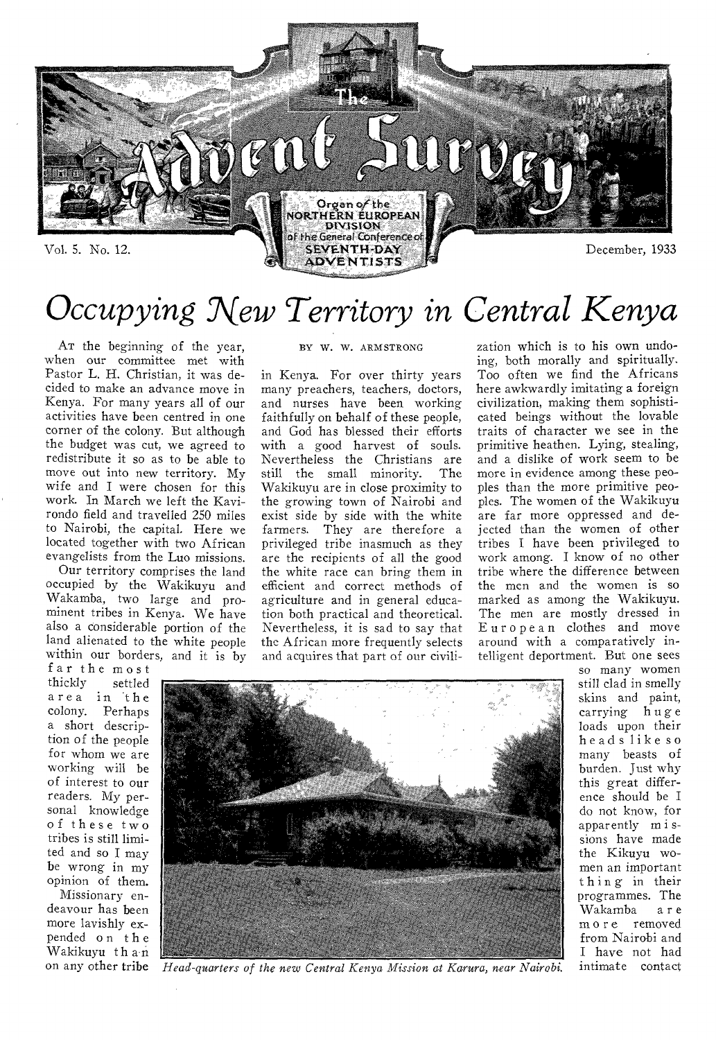# The Advent Survey

Organ of the NORTHERN EUROPEAN DIVISION of the General Conference of SEVENTH-DAY ADVENTISTS

Vol. 5. No. 12. December, 1933

# Occupying New Territory in Central Kenya

BY W. W. ARMSTRONG

AT the beginning of the year, when our committee met with Pastor L. H. Christian, it was decided to make an advance move in Kenya. For many years all of our activities have been centred in one corner of the colony. But although the budget was cut, we agreed to redistribute it so as to be able to move out into new territory. My wife and I were chosen for this work. In March we left the Kavirondo field and travelled 250 miles to Nairobi, the capital. Here we located together with two African evangelists from the Luo missions.

Our territory comprises the land occupied by the Wakikuyu and Wakamba, two large and prominent tribes in Kenya. We have also a considerable portion of the land alienated to the white people within our borders, and it is by far the most thickly settled area in the colony. Perhaps a short description of the people for whom we are working will be of interest to our readers. My personal knowledge of these two tribes is still limited and so I may be wrong in my opinion of them.

Missionary endeavour has been more lavishly expended on the Wakikuyu than on any other tribe in Kenya. For over thirty years many preachers, teachers, doctors, and nurses have been working faithfully on behalf of these people, and God has blessed their efforts with a good harvest of souls. Nevertheless the Christians are still the small minority. The Wakikuyu are in close proximity to the growing town of Nairobi and exist side by side with the white farmers. They are therefore a privileged tribe inasmuch as they are the recipients of all the good the white race can bring them in efficient and correct methods of agriculture and in general education both practical and theoretical. Nevertheless, it is sad to say that the African more frequently selects and acquires that part of our civilization which is to his own undoing, both morally and spiritually. Too often we find the Africans here awkwardly imitating a foreign civilization, making them sophisticated beings without the lovable traits of character we see in the primitive heathen. Lying, stealing, and a dislike of work seem to be more in evidence among these peoples than the more primitive peoples. The women of the Wakikuyu are far more oppressed and dejected than the women of other tribes I have been privileged to work among. I know of no other tribe where the difference between the men and the women is so marked as among the Wakikuyu. The men are mostly dressed in European clothes and move around with a comparatively intelligent deportment. But one sees so many women still clad in smelly skins and paint, carrying huge loads upon their heads like so many beasts of burden. Just why this great difference should be I do not know, for apparently missions have made the Kikuyu women an important thing in their programmes. The Wakamba are more removed from Nairobi and I have not had intimate contact

*Head-quarters of the new Central Kenya Mission at Karura, near Nairobi.*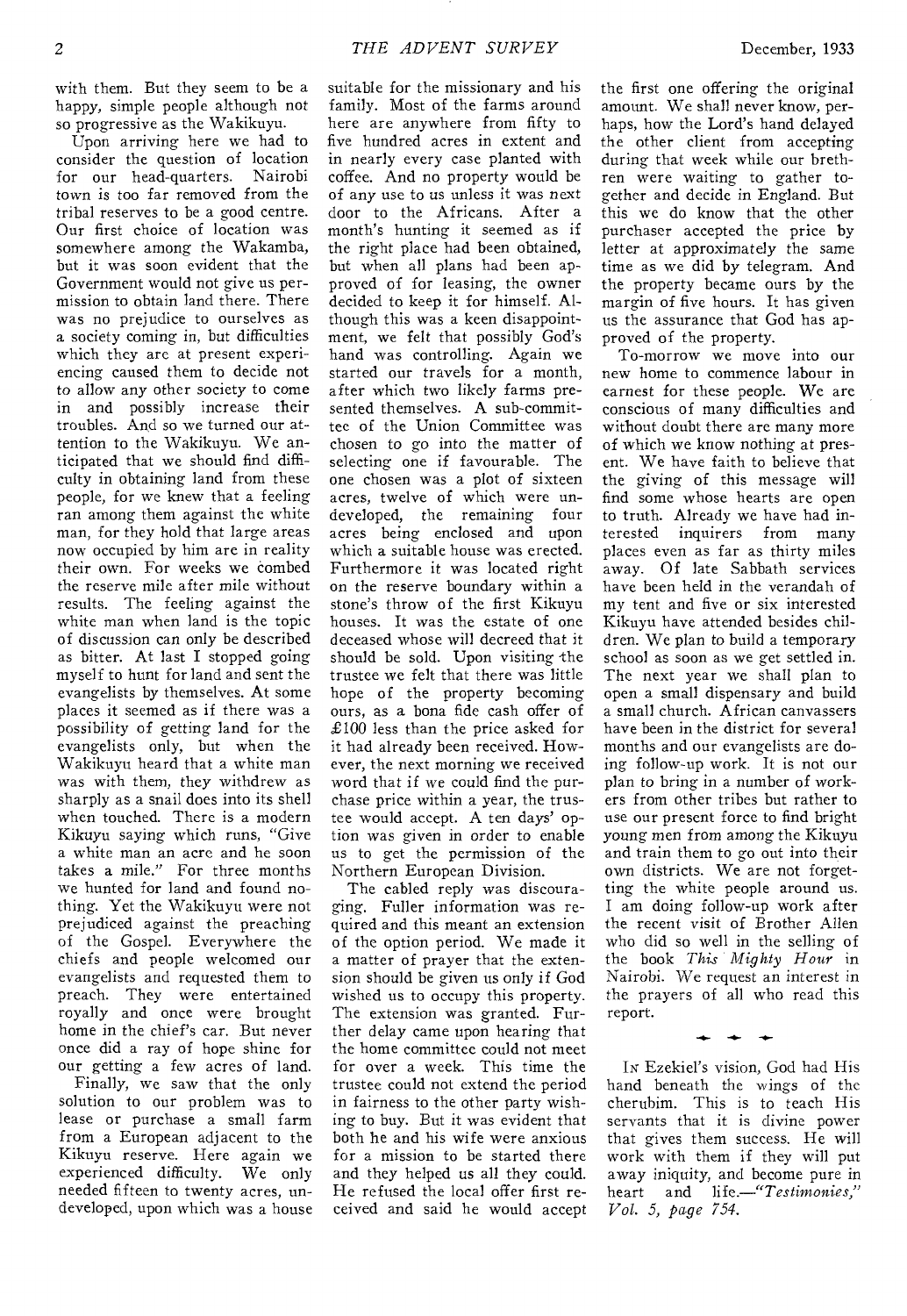with them. But they seem to be a happy, simple people although not so progressive as the Wakikuyu.

Upon arriving here we had to consider the question of location for our head-quarters. Nairobi town is too far removed from the tribal reserves to be a good centre. Our first choice of location was somewhere among the Wakamba, but it was soon evident that the Government would not give us permission to obtain land there. There was no prejudice to ourselves as a society coming in, but difficulties which they are at present experiencing caused them to decide not to allow any other society to come in and possibly increase their troubles. And so we turned our attention to the Wakikuyu. We anticipated that we should find difficulty in obtaining land from these people, for we knew that a feeling ran among them against the white man, for they hold that large areas now occupied by him are in reality their own. For weeks we combed the reserve mile after mile without results. The feeling against the white man when land is the topic of discussion can only be described as bitter. At last I stopped going myself to hunt for land and sent the evangelists by themselves. At some places it seemed as if there was a possibility of getting land for the evangelists only, but when the Wakikuyu heard that a white man was with them, they withdrew as sharply as a snail does into its shell when touched. There is a modern Kikuyu saying which runs, "Give a white man an acre and he soon takes a mile." For three months we hunted for land and found nothing. Yet the Wakikuyu were not prejudiced against the preaching of the Gospel. Everywhere the chiefs and people welcomed our evangelists and requested them to preach. They were entertained royally and once were brought home in the chief's car. But never once did a ray of hope shine for our getting a few acres of land.

Finally, we saw that the only solution to our problem was to lease or purchase a small farm from a European adjacent to the Kikuyu reserve. Here again we experienced difficulty. We only needed fifteen to twenty acres, undeveloped, upon which was a house suitable for the missionary and his family. Most of the farms around here are anywhere from fifty to five hundred acres in extent and in nearly every case planted with coffee. And no property would be of any use to us unless it was next door to the Africans. After a month's hunting it seemed as if the right place had been obtained, but when all plans had been approved of for leasing, the owner decided to keep it for himself. Although this was a keen disappointment, we felt that possibly God's hand was controlling. Again we started our travels for a month, after which two likely farms presented themselves. A sub-committee of the Union Committee was chosen to go into the matter of selecting one if favourable. The one chosen was a plot of sixteen acres, twelve of which were undeveloped, the remaining four acres being enclosed and upon which a suitable house was erected. Furthermore it was located right on the reserve boundary within a stone's throw of the first Kikuyu houses. It was the estate of one deceased whose will decreed that it should be sold. Upon visiting the trustee we felt that there was little hope of the property becoming ours, as a bona fide cash offer of £100 less than the price asked for it had already been received. However, the next morning we received word that if we could find the purchase price within a year, the trustee would accept. A ten days' option was given in order to enable us to get the permission of the Northern European Division.

The cabled reply was discouraging. Fuller information was required and this meant an extension of the option period. We made it a matter of prayer that the extension should be given us only if God wished us to occupy this property. The extension was granted. Further delay came upon hearing that the home committee could not meet for over a week. This time the trustee could not extend the period in fairness to the other party wishing to buy. But it was evident that both he and his wife were anxious for a mission to be started there and they helped us all they could. He refused the local offer first received and said he would accept the first one offering the original amount. We shall never know, perhaps, how the Lord's hand delayed the other client from accepting during that week while our brethren were waiting to gather together and decide in England. But this we do know that the other purchaser accepted the price by letter at approximately the same time as we did by telegram. And the property became ours by the margin of five hours. It has given us the assurance that God has approved of the property.

To-morrow we move into our new home to commence labour in earnest for these people. We are conscious of many difficulties and without doubt there are many more of which we know nothing at present. We have faith to believe that the giving of this message will find some whose hearts are open to truth. Already we have had interested inquirers from many places even as far as thirty miles away. Of late Sabbath services have been held in the verandah of my tent and five or six interested Kikuyu have attended besides children. We plan to build a temporary school as soon as we get settled in. The next year we shall plan to open a small dispensary and build a small church. African canvassers have been in the district for several months and our evangelists are doing follow-up work. It is not our plan to bring in a number of workers from other tribes but rather to use our present force to find bright young men from among the Kikuyu and train them to go out into their own districts. We are not forgetting the white people around us. I am doing follow-up work after the recent visit of Brother Allen who did so well in the selling of the book *This Mighty Hour* in Nairobi. We request an interest in the prayers of all who read this report.

---

IN Ezekiel's vision, God had His hand beneath the wings of the cherubim. This is to teach His servants that it is divine power that gives them success. He will work with them if they will put away iniquity, and become pure in heart and life.—*"Testimonies," Vol. 5, page 754.*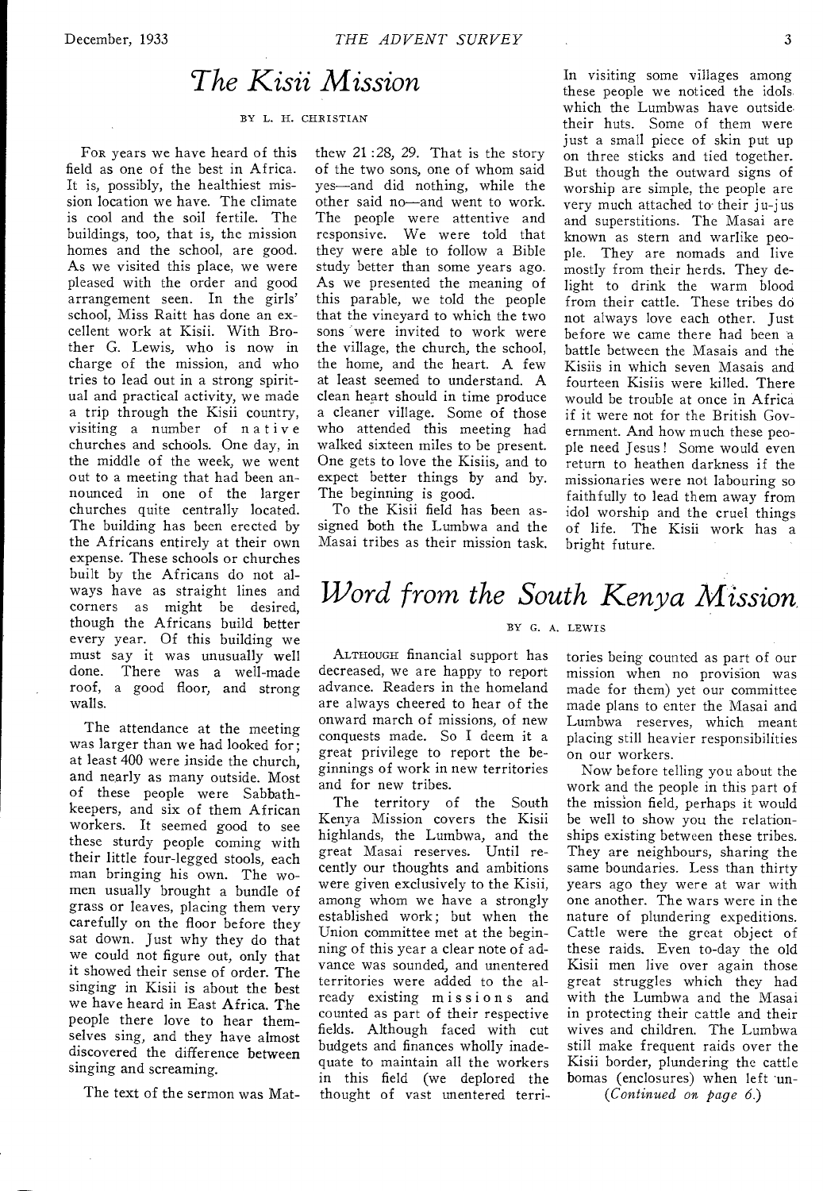# *The Kisii Mission*

BY L. H. CHRISTIAN

FOR years we have heard of this field as one of the best in Africa. It is, possibly, the healthiest mission location we have. The climate is cool and the soil fertile. The buildings, too, that is, the mission homes and the school, are good. As we visited this place, we were pleased with the order and good arrangement seen. In the girls' school, Miss Raitt has done an excellent work at Kisii. With Brother G. Lewis, who is now in charge of the mission, and who tries to lead out in a strong spiritual and practical activity, we made a trip through the Kisii country, visiting a number of native churches and schools. One day, in the middle of the week, we went out to a meeting that had been announced in one of the larger churches quite centrally located. The building has been erected by the Africans entirely at their own expense. These schools or churches built by the Africans do not always have as straight lines and corners as might be desired, though the Africans build better every year. Of this building we must say it was unusually well done. There was a well-made roof, a good floor, and strong walls.

The attendance at the meeting was larger than we had looked for; at least 400 were inside the church, and nearly as many outside. Most of these people were Sabbath-keepers, and six of them African workers. It seemed good to see these sturdy people coming with their little four-legged stools, each man bringing his own. The women usually brought a bundle of grass or leaves, placing them very carefully on the floor before they sat down. Just why they do that we could not figure out, only that it showed their sense of order. The singing in Kisii is about the best we have heard in East Africa. The people there love to hear themselves sing, and they have almost discovered the difference between singing and screaming.

The text of the sermon was Matthew 21:28, 29. That is the story of the two sons, one of whom said yes—and did nothing, while the other said no—and went to work. The people were attentive and responsive. We were told that they were able to follow a Bible study better than some years ago. As we presented the meaning of this parable, we told the people that the vineyard to which the two sons were invited to work were the village, the church, the school, the home, and the heart. A few at least seemed to understand. A clean heart should in time produce a cleaner village. Some of those who attended this meeting had walked sixteen miles to be present. One gets to love the Kisiis, and to expect better things by and by. The beginning is good.

To the Kisii field has been assigned both the Lumbwa and the Masai tribes as their mission task. In visiting some villages among these people we noticed the idols which the Lumbwas have outside their huts. Some of them were just a small piece of skin put up on three sticks and tied together. But though the outward signs of worship are simple, the people are very much attached to their ju-jus and superstitions. The Masai are known as stern and warlike people. They are nomads and live mostly from their herds. They delight to drink the warm blood from their cattle. These tribes do not always love each other. Just before we came there had been a battle between the Masais and the Kisiis in which seven Masais and fourteen Kisiis were killed. There would be trouble at once in Africa if it were not for the British Government. And how much these people need Jesus! Some would even return to heathen darkness if the missionaries were not labouring so faithfully to lead them away from idol worship and the cruel things of life. The Kisii work has a bright future.

# *Word from the South Kenya Mission*

BY G. A. LEWIS

ALTHOUGH financial support has decreased, we are happy to report advance. Readers in the homeland are always cheered to hear of the onward march of missions, of new conquests made. So I deem it a great privilege to report the beginnings of work in new territories and for new tribes.

The territory of the South Kenya Mission covers the Kisii highlands, the Lumbwa, and the great Masai reserves. Until recently our thoughts and ambitions were given exclusively to the Kisii, among whom we have a strongly established work; but when the Union committee met at the beginning of this year a clear note of advance was sounded, and unentered territories were added to the already existing missions and counted as part of their respective fields. Although faced with cut budgets and finances wholly inadequate to maintain all the workers in this field (we deplored the thought of vast unentered territories being counted as part of our mission when no provision was made for them) yet our committee made plans to enter the Masai and Lumbwa reserves, which meant placing still heavier responsibilities on our workers.

Now before telling you about the work and the people in this part of the mission field, perhaps it would be well to show you the relationships existing between these tribes. They are neighbours, sharing the same boundaries. Less than thirty years ago they were at war with one another. The wars were in the nature of plundering expeditions. Cattle were the great object of these raids. Even to-day the old Kisii men live over again those great struggles which they had with the Lumbwa and the Masai in protecting their cattle and their wives and children. The Lumbwa still make frequent raids over the Kisii border, plundering the cattle bomas (enclosures) when left un-

*(Continued on page 6.)*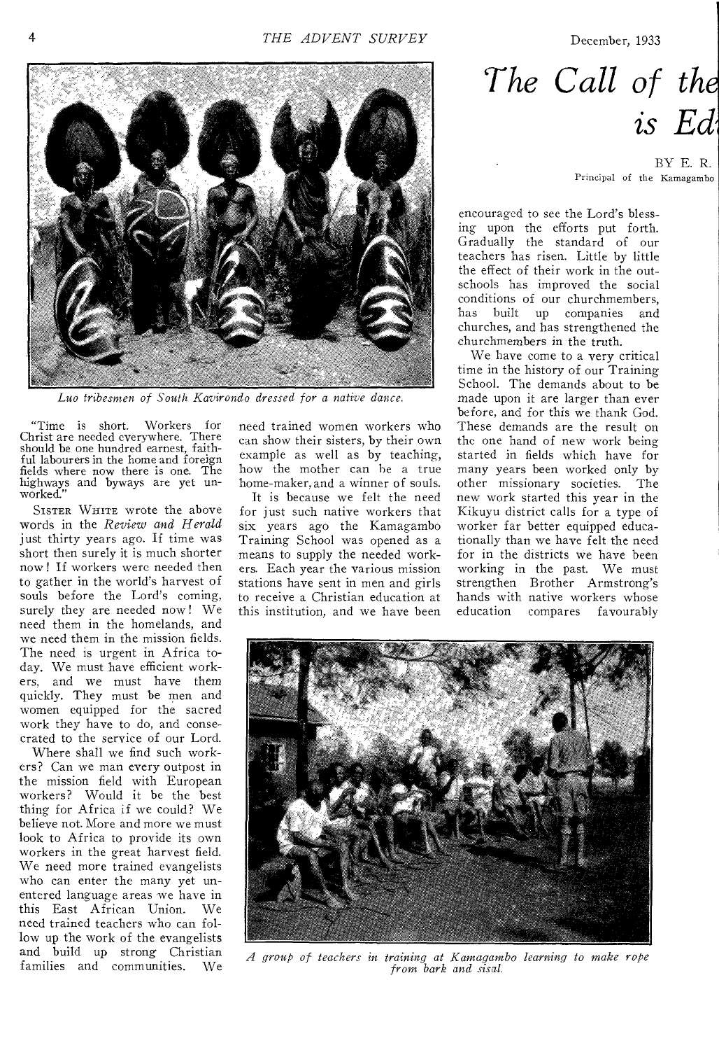Luo tribesmen of South Kavirondo dressed for a native dance.

# The Call of the ... is Ed...

BY E. R.
Principal of the Kamagambo

"Time is short. Workers for Christ are needed everywhere. There should be one hundred earnest, faithful labourers in the home and foreign fields where now there is one. The highways and byways are yet unworked."

SISTER WHITE wrote the above words in the *Review and Herald* just thirty years ago. If time was short then surely it is much shorter now! If workers were needed then to gather in the world's harvest of souls before the Lord's coming, surely they are needed now! We need them in the homelands, and we need them in the mission fields. The need is urgent in Africa today. We must have efficient workers, and we must have them quickly. They must be men and women equipped for the sacred work they have to do, and consecrated to the service of our Lord.

Where shall we find such workers? Can we man every outpost in the mission field with European workers? Would it be the best thing for Africa if we could? We believe not. More and more we must look to Africa to provide its own workers in the great harvest field. We need more trained evangelists who can enter the many yet unentered language areas we have in this East African Union. We need trained teachers who can follow up the work of the evangelists and build up strong Christian families and communities. We need trained women workers who can show their sisters, by their own example as well as by teaching, how the mother can be a true home-maker, and a winner of souls.

It is because we felt the need for just such native workers that six years ago the Kamagambo Training School was opened as a means to supply the needed workers. Each year the various mission stations have sent in men and girls to receive a Christian education at this institution, and we have been encouraged to see the Lord's blessing upon the efforts put forth. Gradually the standard of our teachers has risen. Little by little the effect of their work in the outschools has improved the social conditions of our churchmembers, has built up companies and churches, and has strengthened the churchmembers in the truth.

We have come to a very critical time in the history of our Training School. The demands about to be made upon it are larger than ever before, and for this we thank God. These demands are the result on the one hand of new work being started in fields which have for many years been worked only by other missionary societies. The new work started this year in the Kikuyu district calls for a type of worker far better equipped educationally than we have felt the need for in the districts we have been working in the past. We must strengthen Brother Armstrong's hands with native workers whose education compares favourably

A group of teachers in training at Kamagambo learning to make rope from bark and sisal.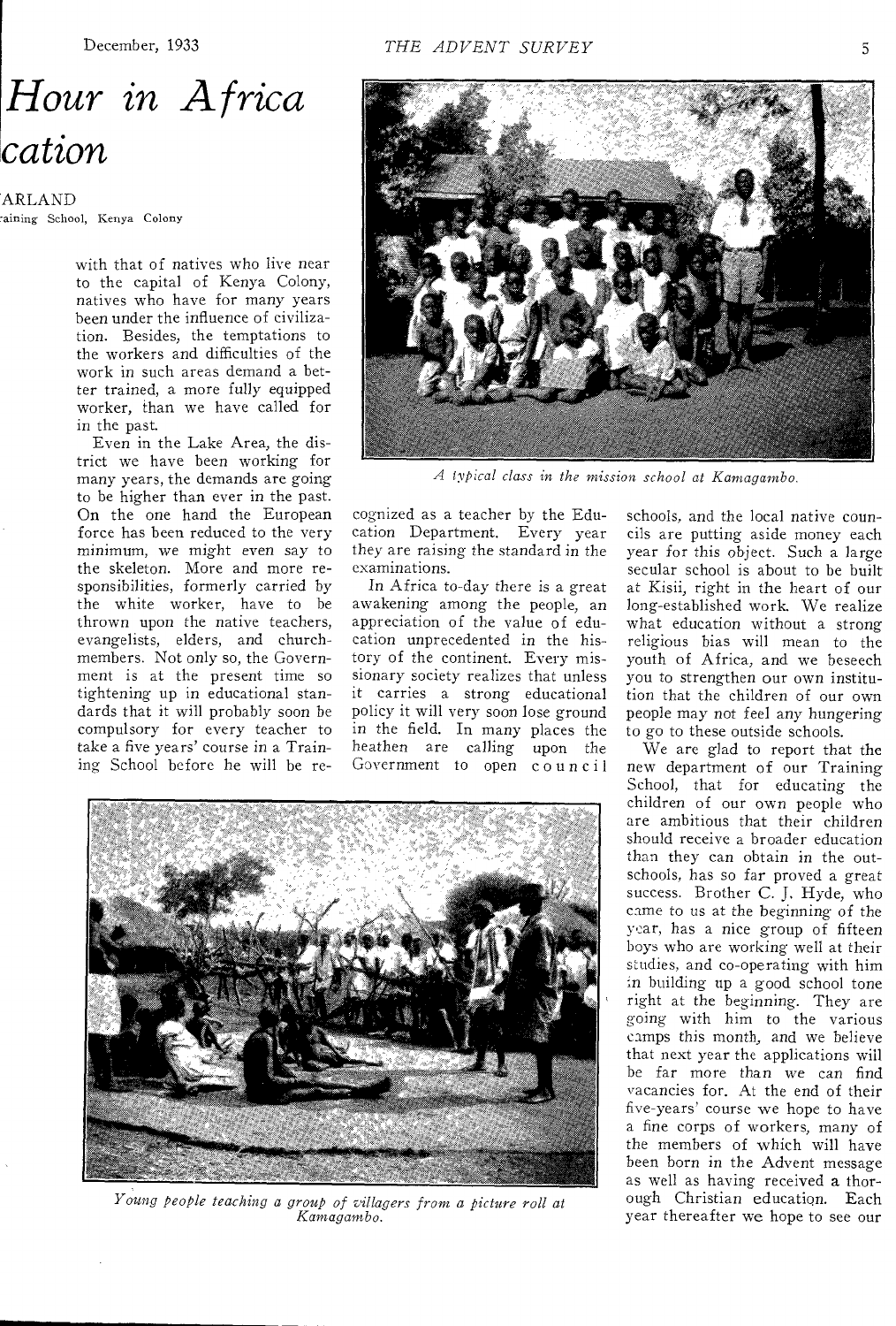# Hour in Africa

# cation

ARLAND

aining School, Kenya Colony

with that of natives who live near to the capital of Kenya Colony, natives who have for many years been under the influence of civilization. Besides, the temptations to the workers and difficulties of the work in such areas demand a better trained, a more fully equipped worker, than we have called for in the past.

Even in the Lake Area, the district we have been working for many years, the demands are going to be higher than ever in the past. On the one hand the European force has been reduced to the very minimum, we might even say to the skeleton. More and more responsibilities, formerly carried by the white worker, have to be thrown upon the native teachers, evangelists, elders, and church-members. Not only so, the Government is at the present time so tightening up in educational standards that it will probably soon be compulsory for every teacher to take a five years' course in a Training School before he will be recognized as a teacher by the Education Department. Every year they are raising the standard in the examinations.

In Africa to-day there is a great awakening among the people, an appreciation of the value of education unprecedented in the history of the continent. Every missionary society realizes that unless it carries a strong educational policy it will very soon lose ground in the field. In many places the heathen are calling upon the Government to open council schools, and the local native councils are putting aside money each year for this object. Such a large secular school is about to be built at Kisii, right in the heart of our long-established work. We realize what education without a strong religious bias will mean to the youth of Africa, and we beseech you to strengthen our own institution that the children of our own people may not feel any hungering to go to these outside schools.

We are glad to report that the new department of our Training School, that for educating the children of our own people who are ambitious that their children should receive a broader education than they can obtain in the outschools, has so far proved a great success. Brother C. J. Hyde, who came to us at the beginning of the year, has a nice group of fifteen boys who are working well at their studies, and co-operating with him in building up a good school tone right at the beginning. They are going with him to the various camps this month, and we believe that next year the applications will be far more than we can find vacancies for. At the end of their five-years' course we hope to have a fine corps of workers, many of the members of which will have been born in the Advent message as well as having received a thorough Christian education. Each year thereafter we hope to see our

*A typical class in the mission school at Kamagambo.*

*Young people teaching a group of villagers from a picture roll at Kamagambo.*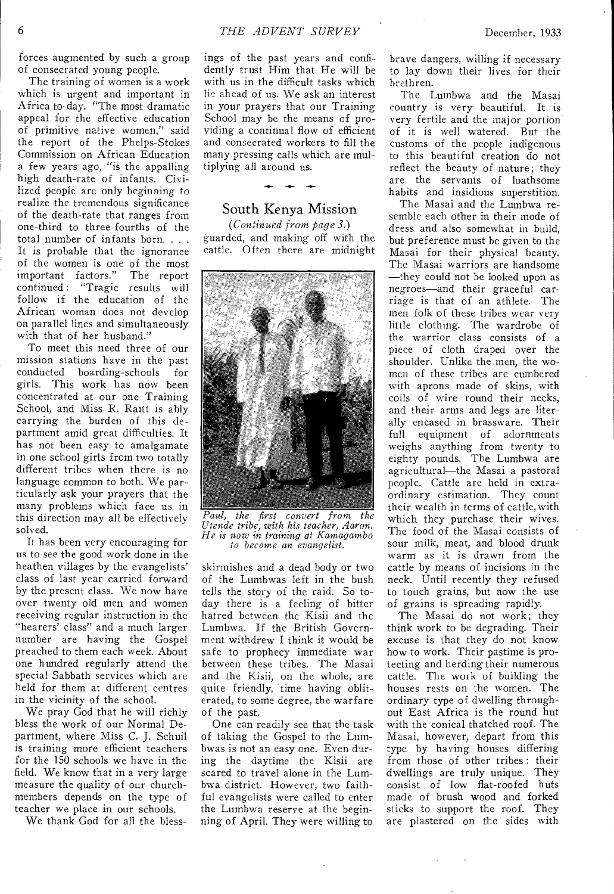forces augmented by such a group of consecrated young people.

The training of women is a work which is urgent and important in Africa to-day. "The most dramatic appeal for the effective education of primitive native women," said the report of the Phelps-Stokes Commission on African Education a few years ago, "is the appalling high death-rate of infants. Civilized people are only beginning to realize the tremendous significance of the death-rate that ranges from one-third to three-fourths of the total number of infants born. . . . It is probable that the ignorance of the women is one of the most important factors." The report continued: "Tragic results will follow if the education of the African woman does not develop on parallel lines and simultaneously with that of her husband."

To meet this need three of our mission stations have in the past conducted boarding-schools for girls. This work has now been concentrated at our one Training School, and Miss R. Raitt is ably carrying the burden of this department amid great difficulties. It has not been easy to amalgamate in one school girls from two totally different tribes when there is no language common to both. We particularly ask your prayers that the many problems which face us in this direction may all be effectively solved.

It has been very encouraging for us to see the good work done in the heathen villages by the evangelists' class of last year carried forward by the present class. We now have over twenty old men and women receiving regular instruction in the "hearers' class" and a much larger number are having the Gospel preached to them each week. About one hundred regularly attend the special Sabbath services which are held for them at different centres in the vicinity of the school.

We pray God that he will richly bless the work of our Normal Department, where Miss C. J. Schuil is training more efficient teachers for the 150 schools we have in the field. We know that in a very large measure the quality of our church-members depends on the type of teacher we place in our schools.

We thank God for all the blessings of the past years and confidently trust Him that He will be with us in the difficult tasks which lie ahead of us. We ask an interest in your prayers that our Training School may be the means of providing a continual flow of efficient and consecrated workers to fill the many pressing calls which are multiplying all around us.

## South Kenya Mission

*(Continued from page 3.)*

guarded, and making off with the cattle. Often there are midnight skirmishes and a dead body or two of the Lumbwas left in the bush tells the story of the raid. So today there is a feeling of bitter hatred between the Kisii and the Lumbwa. If the British Government withdrew I think it would be safe to prophecy immediate war between these tribes. The Masai and the Kisii, on the whole, are quite friendly, time having obliterated, to some degree, the warfare of the past.

*Paul, the first convert from the Utende tribe, with his teacher, Aaron. He is now in training at Kamagambo to become an evangelist.*

One can readily see that the task of taking the Gospel to the Lumbwas is not an easy one. Even during the daytime the Kisii are scared to travel alone in the Lumbwa district. However, two faithful evangelists were called to enter the Lumbwa reserve at the beginning of April. They were willing to brave dangers, willing if necessary to lay down their lives for their brethren.

The Lumbwa and the Masai country is very beautiful. It is very fertile and the major portion of it is well watered. But the customs of the people indigenous to this beautiful creation do not reflect the beauty of nature; they are the servants of loathsome habits and insidious superstition.

The Masai and the Lumbwa resemble each other in their mode of dress and also somewhat in build, but preference must be given to the Masai for their physical beauty. The Masai warriors are handsome—they could not be looked upon as negroes—and their graceful carriage is that of an athlete. The men folk of these tribes wear very little clothing. The wardrobe of the warrior class consists of a piece of cloth draped over the shoulder. Unlike the men, the women of these tribes are cumbered with aprons made of skins, with coils of wire round their necks, and their arms and legs are literally encased in brassware. Their full equipment of adornments weighs anything from twenty to eighty pounds. The Lumbwa are agricultural—the Masai a pastoral people. Cattle are held in extraordinary estimation. They count their wealth in terms of cattle, with which they purchase their wives. The food of the Masai consists of sour milk, meat, and blood drunk warm as it is drawn from the cattle by means of incisions in the neck. Until recently they refused to touch grains, but now the use of grains is spreading rapidly.

The Masai do not work; they think work to be degrading. Their excuse is that they do not know how to work. Their pastime is protecting and herding their numerous cattle. The work of building the houses rests on the women. The ordinary type of dwelling throughout East Africa is the round hut with the conical thatched roof. The Masai, however, depart from this type by having houses differing from those of other tribes: their dwellings are truly unique. They consist of low flat-roofed huts made of brush wood and forked sticks to support the roof. They are plastered on the sides with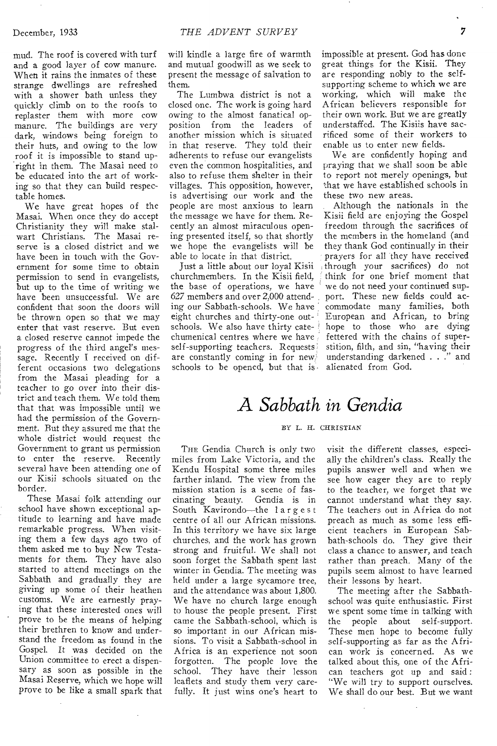mud. The roof is covered with turf and a good layer of cow manure. When it rains the inmates of these strange dwellings are refreshed with a shower bath unless they quickly climb on to the roofs to replaster them with more cow manure. The buildings are very dark, windows being foreign to their huts, and owing to the low roof it is impossible to stand upright in them. The Masai need to be educated into the art of working so that they can build respectable homes.

We have great hopes of the Masai. When once they do accept Christianity they will make stalwart Christians. The Masai reserve is a closed district and we have been in touch with the Government for some time to obtain permission to send in evangelists, but up to the time of writing we have been unsuccessful. We are confident that soon the doors will be thrown open so that we may enter that vast reserve. But even a closed reserve cannot impede the progress of the third angel's message. Recently I received on different occasions two delegations from the Masai pleading for a teacher to go over into their district and teach them. We told them that that was impossible until we had the permission of the Government. But they assured me that the whole district would request the Government to grant us permission to enter the reserve. Recently several have been attending one of our Kisii schools situated on the border.

These Masai folk attending our school have shown exceptional aptitude to learning and have made remarkable progress. When visiting them a few days ago two of them asked me to buy New Testaments for them. They have also started to attend meetings on the Sabbath and gradually they are giving up some of their heathen customs. We are earnestly praying that these interested ones will prove to be the means of helping their brethren to know and understand the freedom as found in the Gospel. It was decided on the Union committee to erect a dispensary as soon as possible in the Masai Reserve, which we hope will prove to be like a small spark that will kindle a large fire of warmth and mutual goodwill as we seek to present the message of salvation to them.

The Lumbwa district is not a closed one. The work is going hard owing to the almost fanatical opposition from the leaders of another mission which is situated in that reserve. They told their adherents to refuse our evangelists even the common hospitalities, and also to refuse them shelter in their villages. This opposition, however, is advertising our work and the people are most anxious to learn the message we have for them. Recently an almost miraculous opening presented itself, so that shortly we hope the evangelists will be able to locate in that district.

Just a little about our loyal Kisii churchmembers. In the Kisii field, the base of operations, we have 627 members and over 2,000 attending our Sabbath-schools. We have eight churches and thirty-one outschools. We also have thirty catechumenical centres where we have self-supporting teachers. Requests are constantly coming in for new schools to be opened, but that is impossible at present. God has done great things for the Kisii. They are responding nobly to the self-supporting scheme to which we are working, which will make the African believers responsible for their own work. But we are greatly understaffed. The Kisiis have sacrificed some of their workers to enable us to enter new fields.

We are confidently hoping and praying that we shall soon be able to report not merely openings, but that we have established schools in these two new areas.

Although the nationals in the Kisii field are enjoying the Gospel freedom through the sacrifices of the members in the homeland (and they thank God continually in their prayers for all they have received through your sacrifices) do not think for one brief moment that we do not need your continued support. These new fields could accommodate many families, both European and African, to bring hope to those who are dying fettered with the chains of superstition, filth, and sin, "having their understanding darkened . . ." and alienated from God.

# *A Sabbath in Gendia*

BY L. H. CHRISTIAN

THE Gendia Church is only two miles from Lake Victoria, and the Kendu Hospital some three miles farther inland. The view from the mission station is a scene of fascinating beauty. Gendia is in South Kavirondo—the largest centre of all our African missions. In this territory we have six large churches, and the work has grown strong and fruitful. We shall not soon forget the Sabbath spent last winter in Gendia. The meeting was held under a large sycamore tree, and the attendance was about 1,800. We have no church large enough to house the people present. First came the Sabbath-school, which is so important in our African missions. To visit a Sabbath-school in Africa is an experience not soon forgotten. The people love the school. They have their lesson leaflets and study them very carefully. It just wins one's heart to visit the different classes, especially the children's class. Really the pupils answer well and when we see how eager they are to reply to the teacher, we forget that we cannot understand what they say. The teachers out in Africa do not preach as much as some less efficient teachers in European Sabbath-schools do. They give their class a chance to answer, and teach rather than preach. Many of the pupils seem almost to have learned their lessons by heart.

The meeting after the Sabbath-school was quite enthusiastic. First we spent some time in talking with the people about self-support. These men hope to become fully self-supporting as far as the African work is concerned. As we talked about this, one of the African teachers got up and said: "We will try to support ourselves. We shall do our best. But we want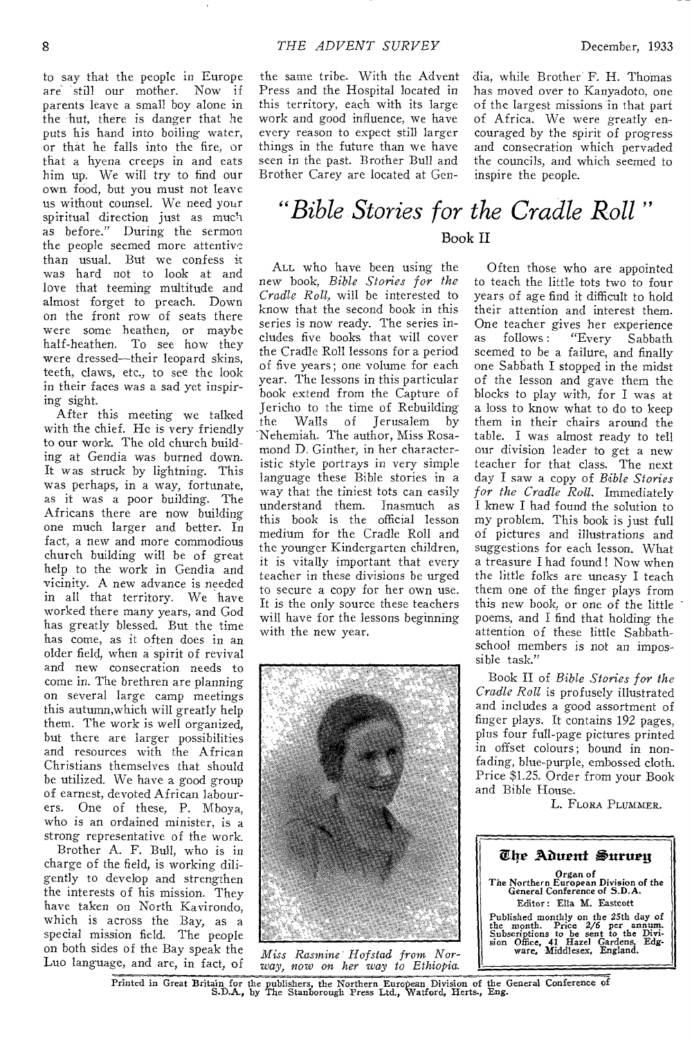to say that the people in Europe are still our mother. Now if parents leave a small boy alone in the hut, there is danger that he puts his hand into boiling water, or that he falls into the fire, or that a hyena creeps in and eats him up. We will try to find our own food, but you must not leave us without counsel. We need your spiritual direction just as much as before." During the sermon the people seemed more attentive than usual. But we confess it was hard not to look at and love that teeming multitude and almost forget to preach. Down on the front row of seats there were some heathen, or maybe half-heathen. To see how they were dressed—their leopard skins, teeth, claws, etc., to see the look in their faces was a sad yet inspiring sight.

After this meeting we talked with the chief. He is very friendly to our work. The old church building at Gendia was burned down. It was struck by lightning. This was perhaps, in a way, fortunate, as it was a poor building. The Africans there are now building one much larger and better. In fact, a new and more commodious church building will be of great help to the work in Gendia and vicinity. A new advance is needed in all that territory. We have worked there many years, and God has greatly blessed. But the time has come, as it often does in an older field, when a spirit of revival and new consecration needs to come in. The brethren are planning on several large camp meetings this autumn, which will greatly help them. The work is well organized, but there are larger possibilities and resources with the African Christians themselves that should be utilized. We have a good group of earnest, devoted African labourers. One of these, P. Mboya, who is an ordained minister, is a strong representative of the work.

Brother A. F. Bull, who is in charge of the field, is working diligently to develop and strengthen the interests of his mission. They have taken on North Kavirondo, which is across the Bay, as a special mission field. The people on both sides of the Bay speak the Luo language, and are, in fact, of the same tribe. With the Advent Press and the Hospital located in this territory, each with its large work and good influence, we have every reason to expect still larger things in the future than we have seen in the past. Brother Bull and Brother Carey are located at Gendia, while Brother F. H. Thomas has moved over to Kanyadoto, one of the largest missions in that part of Africa. We were greatly encouraged by the spirit of progress and consecration which pervaded the councils, and which seemed to inspire the people.

# *"Bible Stories for the Cradle Roll"*

## Book II

ALL who have been using the new book, *Bible Stories for the Cradle Roll*, will be interested to know that the second book in this series is now ready. The series includes five books that will cover the Cradle Roll lessons for a period of five years; one volume for each year. The lessons in this particular book extend from the Capture of Jericho to the time of Rebuilding the Walls of Jerusalem by Nehemiah. The author, Miss Rosamond D. Ginther, in her characteristic style portrays in very simple language these Bible stories in a way that the tiniest tots can easily understand them. Inasmuch as this book is the official lesson medium for the Cradle Roll and the younger Kindergarten children, it is vitally important that every teacher in these divisions be urged to secure a copy for her own use. It is the only source these teachers will have for the lessons beginning with the new year.

*Miss Rasmine Hofstad from Norway, now on her way to Ethiopia.*

Often those who are appointed to teach the little tots two to four years of age find it difficult to hold their attention and interest them. One teacher gives her experience as follows: "Every Sabbath seemed to be a failure, and finally one Sabbath I stopped in the midst of the lesson and gave them the blocks to play with, for I was at a loss to know what to do to keep them in their chairs around the table. I was almost ready to tell our division leader to get a new teacher for that class. The next day I saw a copy of *Bible Stories for the Cradle Roll*. Immediately I knew I had found the solution to my problem. This book is just full of pictures and illustrations and suggestions for each lesson. What a treasure I had found! Now when the little folks are uneasy I teach them one of the finger plays from this new book, or one of the little poems, and I find that holding the attention of these little Sabbath-school members is not an impossible task."

Book II of *Bible Stories for the Cradle Roll* is profusely illustrated and includes a good assortment of finger plays. It contains 192 pages, plus four full-page pictures printed in offset colours; bound in non-fading, blue-purple, embossed cloth. Price $1.25. Order from your Book and Bible House.

L. FLORA PLUMMER.

**The Advent Survey**

Organ of The Northern European Division of the General Conference of S.D.A.

Editor: Ella M. Eastcott

Published monthly on the 25th day of the month. Price 2/6 per annum. Subscriptions to be sent to the Division Office, 41 Hazel Gardens, Edgware, Middlesex, England.

Printed in Great Britain for the publishers, the Northern European Division of the General Conference of S.D.A., by The Stanborough Press Ltd., Watford, Herts., Eng.